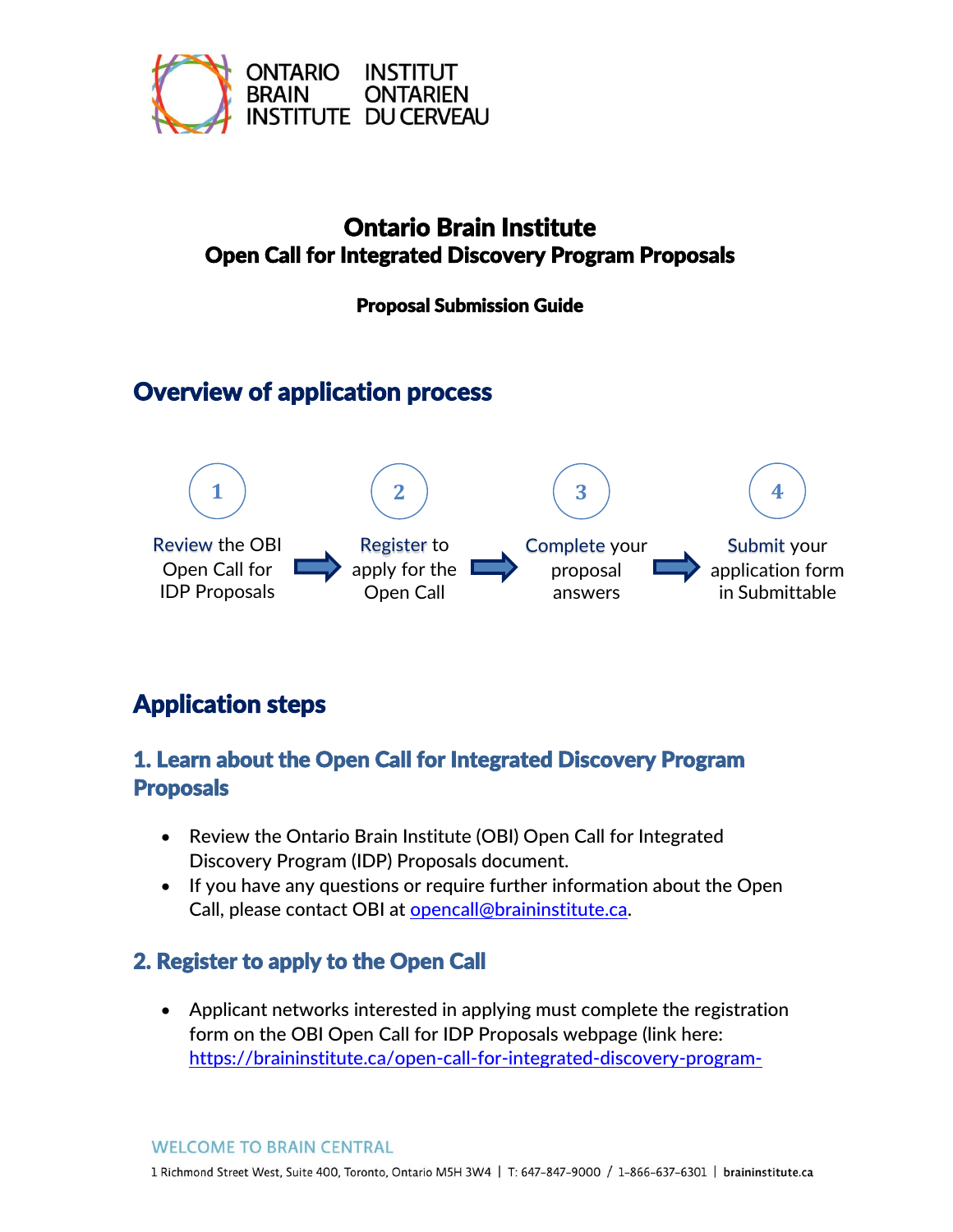# Ontario Brain Institute
# Open Call for Integrated Discovery Program Proposals

**Proposal Submission Guide**

## Overview of application process

1. **Review** the OBI Open Call for IDP Proposals →
2. **Register** to apply for the Open Call →
3. **Complete** your proposal answers →
4. **Submit** your application form in Submittable

## Application steps

### 1. Learn about the Open Call for Integrated Discovery Program Proposals

- Review the Ontario Brain Institute (OBI) Open Call for Integrated Discovery Program (IDP) Proposals document.
- If you have any questions or require further information about the Open Call, please contact OBI at opencall@braininstitute.ca.

### 2. Register to apply to the Open Call

- Applicant networks interested in applying must complete the registration form on the OBI Open Call for IDP Proposals webpage (link here: https://braininstitute.ca/open-call-for-integrated-discovery-program-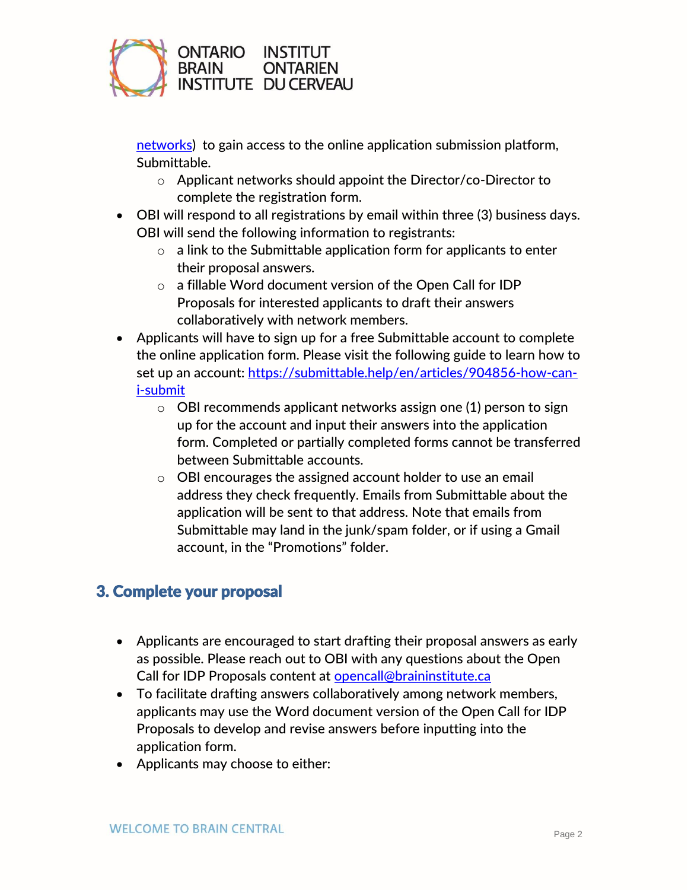[networks](#)) to gain access to the online application submission platform, Submittable.
    - Applicant networks should appoint the Director/co-Director to complete the registration form.
- OBI will respond to all registrations by email within three (3) business days. OBI will send the following information to registrants:
    - a link to the Submittable application form for applicants to enter their proposal answers.
    - a fillable Word document version of the Open Call for IDP Proposals for interested applicants to draft their answers collaboratively with network members.
- Applicants will have to sign up for a free Submittable account to complete the online application form. Please visit the following guide to learn how to set up an account: [https://submittable.help/en/articles/904856-how-can-i-submit](https://submittable.help/en/articles/904856-how-can-i-submit)
    - OBI recommends applicant networks assign one (1) person to sign up for the account and input their answers into the application form. Completed or partially completed forms cannot be transferred between Submittable accounts.
    - OBI encourages the assigned account holder to use an email address they check frequently. Emails from Submittable about the application will be sent to that address. Note that emails from Submittable may land in the junk/spam folder, or if using a Gmail account, in the "Promotions" folder.

## 3. Complete your proposal

- Applicants are encouraged to start drafting their proposal answers as early as possible. Please reach out to OBI with any questions about the Open Call for IDP Proposals content at [opencall@braininstitute.ca](mailto:opencall@braininstitute.ca)
- To facilitate drafting answers collaboratively among network members, applicants may use the Word document version of the Open Call for IDP Proposals to develop and revise answers before inputting into the application form.
- Applicants may choose to either: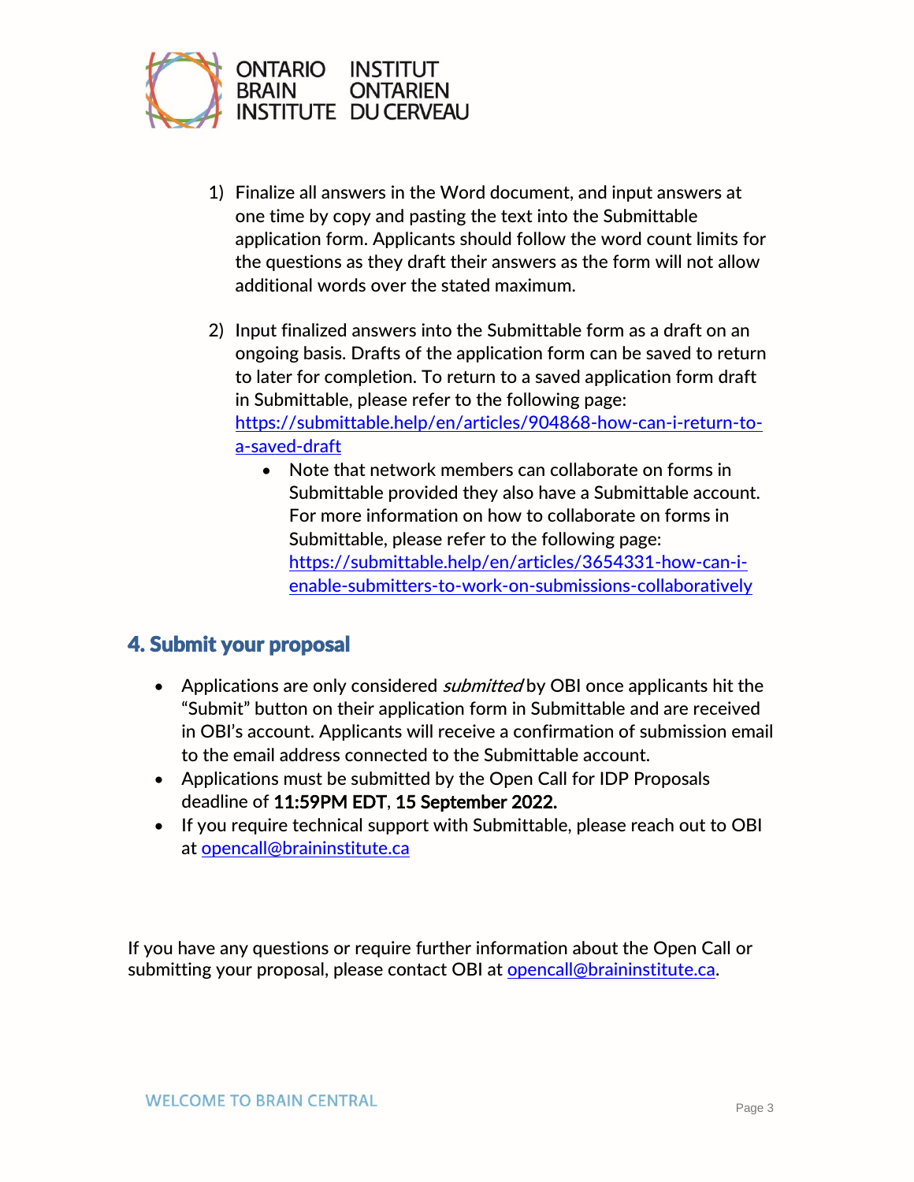1) Finalize all answers in the Word document, and input answers at one time by copy and pasting the text into the Submittable application form. Applicants should follow the word count limits for the questions as they draft their answers as the form will not allow additional words over the stated maximum.

2) Input finalized answers into the Submittable form as a draft on an ongoing basis. Drafts of the application form can be saved to return to later for completion. To return to a saved application form draft in Submittable, please refer to the following page: https://submittable.help/en/articles/904868-how-can-i-return-to-a-saved-draft
   - Note that network members can collaborate on forms in Submittable provided they also have a Submittable account. For more information on how to collaborate on forms in Submittable, please refer to the following page: https://submittable.help/en/articles/3654331-how-can-i-enable-submitters-to-work-on-submissions-collaboratively

## 4. Submit your proposal

- Applications are only considered *submitted* by OBI once applicants hit the "Submit" button on their application form in Submittable and are received in OBI's account. Applicants will receive a confirmation of submission email to the email address connected to the Submittable account.
- Applications must be submitted by the Open Call for IDP Proposals deadline of **11:59PM EDT**, **15 September 2022.**
- If you require technical support with Submittable, please reach out to OBI at opencall@braininstitute.ca

If you have any questions or require further information about the Open Call or submitting your proposal, please contact OBI at opencall@braininstitute.ca.